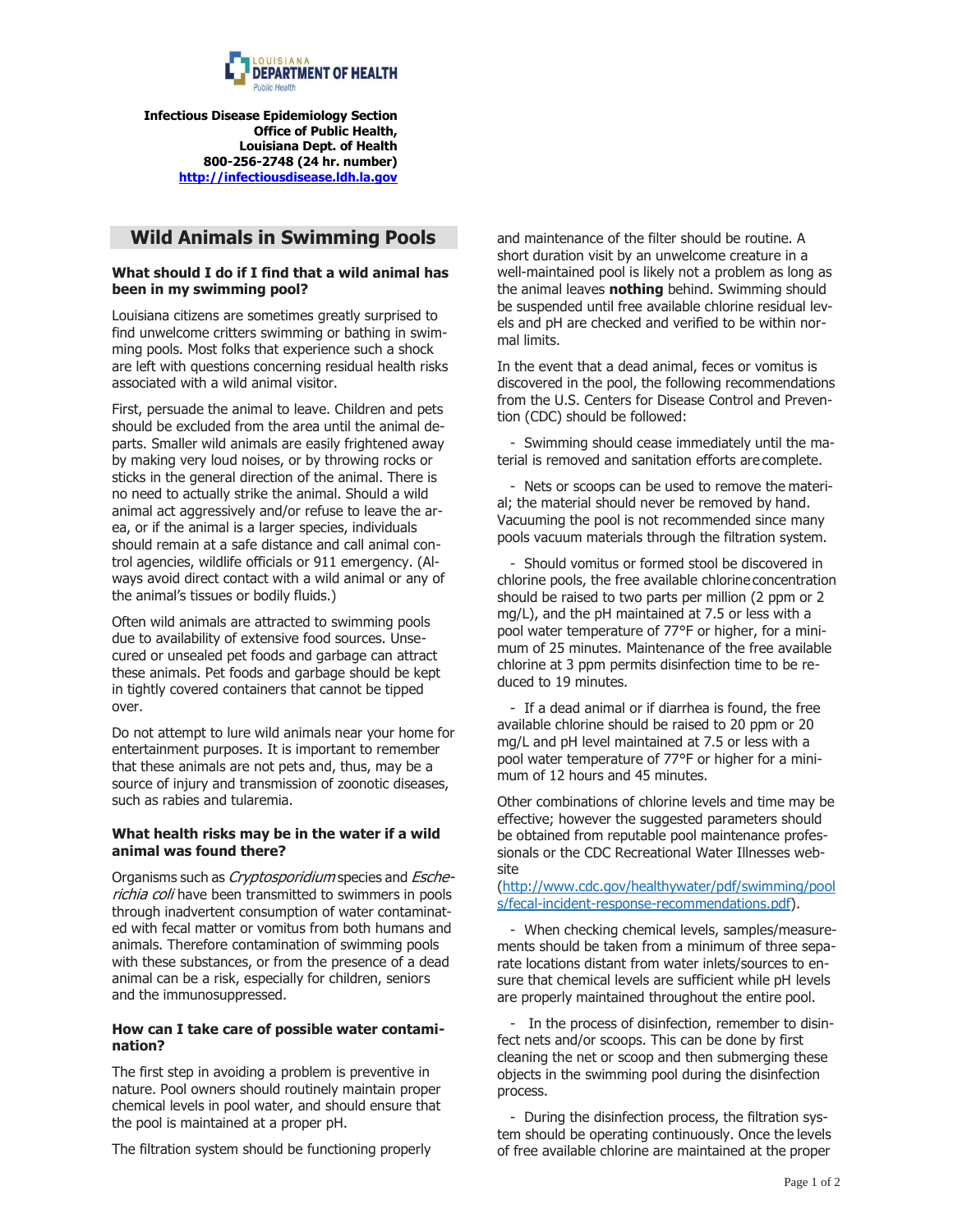**Infectious Disease Epidemiology Section**
**Office of Public Health,**
**Louisiana Dept. of Health**
**800-256-2748 (24 hr. number)**
**http://infectiousdisease.ldh.la.gov**

# Wild Animals in Swimming Pools

### What should I do if I find that a wild animal has been in my swimming pool?

Louisiana citizens are sometimes greatly surprised to find unwelcome critters swimming or bathing in swimming pools. Most folks that experience such a shock are left with questions concerning residual health risks associated with a wild animal visitor.

First, persuade the animal to leave. Children and pets should be excluded from the area until the animal departs. Smaller wild animals are easily frightened away by making very loud noises, or by throwing rocks or sticks in the general direction of the animal. There is no need to actually strike the animal. Should a wild animal act aggressively and/or refuse to leave the area, or if the animal is a larger species, individuals should remain at a safe distance and call animal control agencies, wildlife officials or 911 emergency. (Always avoid direct contact with a wild animal or any of the animal's tissues or bodily fluids.)

Often wild animals are attracted to swimming pools due to availability of extensive food sources. Unsecured or unsealed pet foods and garbage can attract these animals. Pet foods and garbage should be kept in tightly covered containers that cannot be tipped over.

Do not attempt to lure wild animals near your home for entertainment purposes. It is important to remember that these animals are not pets and, thus, may be a source of injury and transmission of zoonotic diseases, such as rabies and tularemia.

### What health risks may be in the water if a wild animal was found there?

Organisms such as *Cryptosporidium* species and *Escherichia coli* have been transmitted to swimmers in pools through inadvertent consumption of water contaminated with fecal matter or vomitus from both humans and animals. Therefore contamination of swimming pools with these substances, or from the presence of a dead animal can be a risk, especially for children, seniors and the immunosuppressed.

### How can I take care of possible water contamination?

The first step in avoiding a problem is preventive in nature. Pool owners should routinely maintain proper chemical levels in pool water, and should ensure that the pool is maintained at a proper pH.

The filtration system should be functioning properly and maintenance of the filter should be routine. A short duration visit by an unwelcome creature in a well-maintained pool is likely not a problem as long as the animal leaves **nothing** behind. Swimming should be suspended until free available chlorine residual levels and pH are checked and verified to be within normal limits.

In the event that a dead animal, feces or vomitus is discovered in the pool, the following recommendations from the U.S. Centers for Disease Control and Prevention (CDC) should be followed:

- Swimming should cease immediately until the material is removed and sanitation efforts are complete.

- Nets or scoops can be used to remove the material; the material should never be removed by hand. Vacuuming the pool is not recommended since many pools vacuum materials through the filtration system.

- Should vomitus or formed stool be discovered in chlorine pools, the free available chlorine concentration should be raised to two parts per million (2 ppm or 2 mg/L), and the pH maintained at 7.5 or less with a pool water temperature of 77°F or higher, for a minimum of 25 minutes. Maintenance of the free available chlorine at 3 ppm permits disinfection time to be reduced to 19 minutes.

- If a dead animal or if diarrhea is found, the free available chlorine should be raised to 20 ppm or 20 mg/L and pH level maintained at 7.5 or less with a pool water temperature of 77°F or higher for a minimum of 12 hours and 45 minutes.

Other combinations of chlorine levels and time may be effective; however the suggested parameters should be obtained from reputable pool maintenance professionals or the CDC Recreational Water Illnesses website (http://www.cdc.gov/healthywater/pdf/swimming/pools/fecal-incident-response-recommendations.pdf).

- When checking chemical levels, samples/measurements should be taken from a minimum of three separate locations distant from water inlets/sources to ensure that chemical levels are sufficient while pH levels are properly maintained throughout the entire pool.

- In the process of disinfection, remember to disinfect nets and/or scoops. This can be done by first cleaning the net or scoop and then submerging these objects in the swimming pool during the disinfection process.

- During the disinfection process, the filtration system should be operating continuously. Once the levels of free available chlorine are maintained at the proper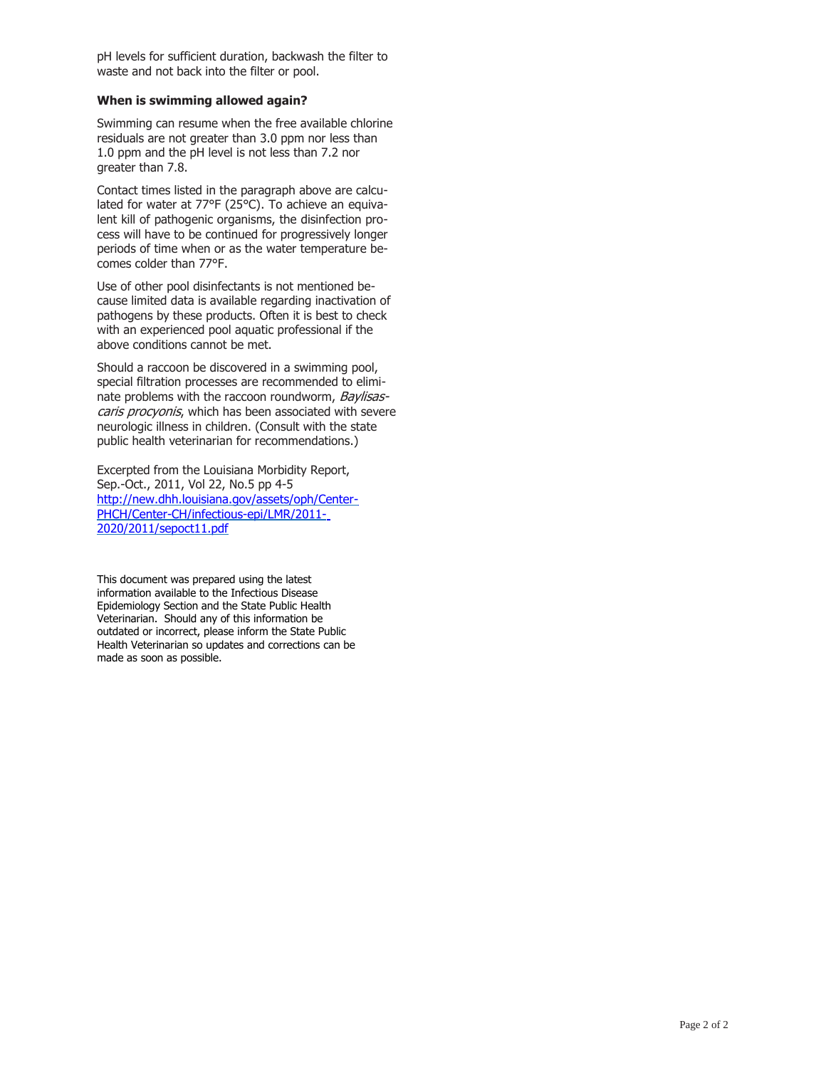pH levels for sufficient duration, backwash the filter to waste and not back into the filter or pool.

**When is swimming allowed again?**

Swimming can resume when the free available chlorine residuals are not greater than 3.0 ppm nor less than 1.0 ppm and the pH level is not less than 7.2 nor greater than 7.8.

Contact times listed in the paragraph above are calculated for water at 77°F (25°C). To achieve an equivalent kill of pathogenic organisms, the disinfection process will have to be continued for progressively longer periods of time when or as the water temperature becomes colder than 77°F.

Use of other pool disinfectants is not mentioned because limited data is available regarding inactivation of pathogens by these products. Often it is best to check with an experienced pool aquatic professional if the above conditions cannot be met.

Should a raccoon be discovered in a swimming pool, special filtration processes are recommended to eliminate problems with the raccoon roundworm, *Baylisascaris procyonis*, which has been associated with severe neurologic illness in children. (Consult with the state public health veterinarian for recommendations.)

Excerpted from the Louisiana Morbidity Report, Sep.-Oct., 2011, Vol 22, No.5 pp 4-5
[http://new.dhh.louisiana.gov/assets/oph/Center-PHCH/Center-CH/infectious-epi/LMR/2011-2020/2011/sepoct11.pdf](http://new.dhh.louisiana.gov/assets/oph/Center-PHCH/Center-CH/infectious-epi/LMR/2011-2020/2011/sepoct11.pdf)

This document was prepared using the latest information available to the Infectious Disease Epidemiology Section and the State Public Health Veterinarian. Should any of this information be outdated or incorrect, please inform the State Public Health Veterinarian so updates and corrections can be made as soon as possible.